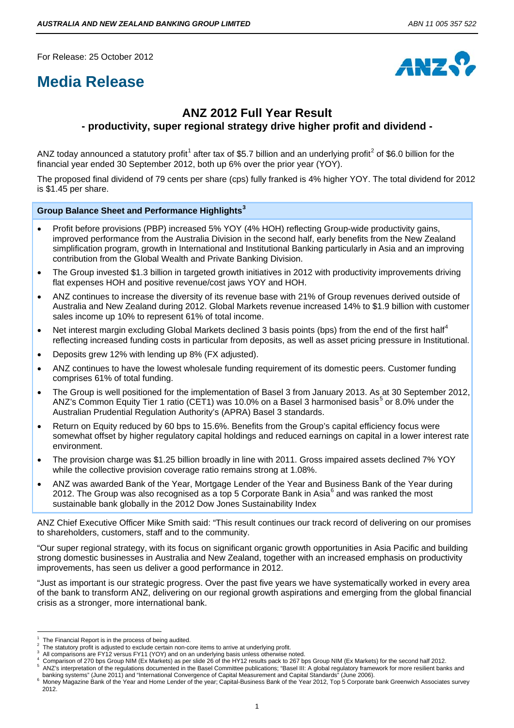For Release: 25 October 2012

# Media Release

## ANZ 2012 Full Year Result

### - productivity, super regional strategy drive higher profit and dividend -

ANZ today announced a statutory profit[1] after tax of $5.7 billion and an underlying profit[2] of $6.0 billion for the financial year ended 30 September 2012, both up 6% over the prior year (YOY).

The proposed final dividend of 79 cents per share (cps) fully franked is 4% higher YOY. The total dividend for 2012 is $1.45 per share.

**Group Balance Sheet and Performance Highlights[3]**

- Profit before provisions (PBP) increased 5% YOY (4% HOH) reflecting Group-wide productivity gains, improved performance from the Australia Division in the second half, early benefits from the New Zealand simplification program, growth in International and Institutional Banking particularly in Asia and an improving contribution from the Global Wealth and Private Banking Division.
- The Group invested $1.3 billion in targeted growth initiatives in 2012 with productivity improvements driving flat expenses HOH and positive revenue/cost jaws YOY and HOH.
- ANZ continues to increase the diversity of its revenue base with 21% of Group revenues derived outside of Australia and New Zealand during 2012. Global Markets revenue increased 14% to $1.9 billion with customer sales income up 10% to represent 61% of total income.
- Net interest margin excluding Global Markets declined 3 basis points (bps) from the end of the first half[4] reflecting increased funding costs in particular from deposits, as well as asset pricing pressure in Institutional.
- Deposits grew 12% with lending up 8% (FX adjusted).
- ANZ continues to have the lowest wholesale funding requirement of its domestic peers. Customer funding comprises 61% of total funding.
- The Group is well positioned for the implementation of Basel 3 from January 2013. As at 30 September 2012, ANZ's Common Equity Tier 1 ratio (CET1) was 10.0% on a Basel 3 harmonised basis[5] or 8.0% under the Australian Prudential Regulation Authority's (APRA) Basel 3 standards.
- Return on Equity reduced by 60 bps to 15.6%. Benefits from the Group's capital efficiency focus were somewhat offset by higher regulatory capital holdings and reduced earnings on capital in a lower interest rate environment.
- The provision charge was $1.25 billion broadly in line with 2011. Gross impaired assets declined 7% YOY while the collective provision coverage ratio remains strong at 1.08%.
- ANZ was awarded Bank of the Year, Mortgage Lender of the Year and Business Bank of the Year during 2012. The Group was also recognised as a top 5 Corporate Bank in Asia[6] and was ranked the most sustainable bank globally in the 2012 Dow Jones Sustainability Index

ANZ Chief Executive Officer Mike Smith said: "This result continues our track record of delivering on our promises to shareholders, customers, staff and to the community.

"Our super regional strategy, with its focus on significant organic growth opportunities in Asia Pacific and building strong domestic businesses in Australia and New Zealand, together with an increased emphasis on productivity improvements, has seen us deliver a good performance in 2012.

"Just as important is our strategic progress. Over the past five years we have systematically worked in every area of the bank to transform ANZ, delivering on our regional growth aspirations and emerging from the global financial crisis as a stronger, more international bank.

---

[1] The Financial Report is in the process of being audited.
[2] The statutory profit is adjusted to exclude certain non-core items to arrive at underlying profit.
[3] All comparisons are FY12 versus FY11 (YOY) and on an underlying basis unless otherwise noted.
[4] Comparison of 270 bps Group NIM (Ex Markets) as per slide 26 of the HY12 results pack to 267 bps Group NIM (Ex Markets) for the second half 2012.
[5] ANZ's interpretation of the regulations documented in the Basel Committee publications; "Basel III: A global regulatory framework for more resilient banks and banking systems" (June 2011) and "International Convergence of Capital Measurement and Capital Standards" (June 2006).
[6] Money Magazine Bank of the Year and Home Lender of the year; Capital-Business Bank of the Year 2012, Top 5 Corporate bank Greenwich Associates survey 2012.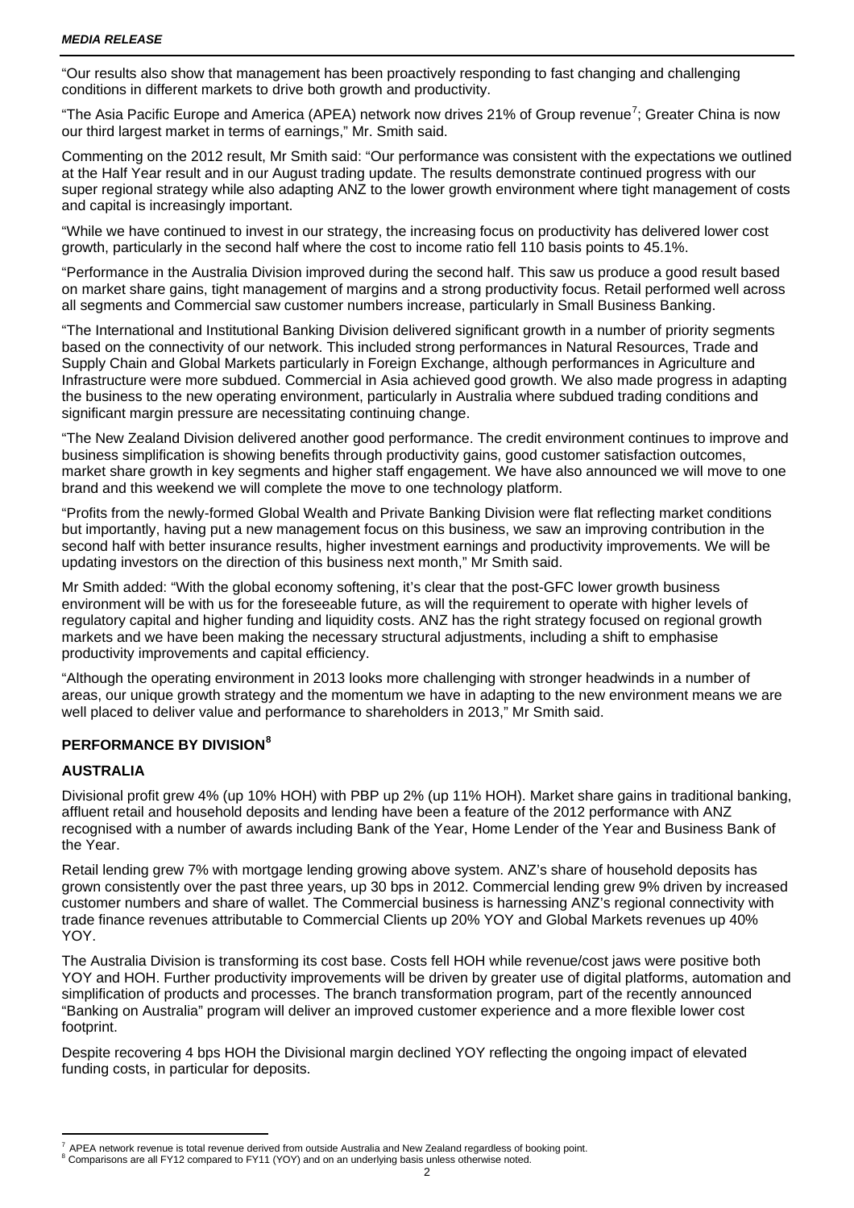“Our results also show that management has been proactively responding to fast changing and challenging conditions in different markets to drive both growth and productivity.

“The Asia Pacific Europe and America (APEA) network now drives 21% of Group revenue[7]; Greater China is now our third largest market in terms of earnings,” Mr. Smith said.

Commenting on the 2012 result, Mr Smith said: “Our performance was consistent with the expectations we outlined at the Half Year result and in our August trading update. The results demonstrate continued progress with our super regional strategy while also adapting ANZ to the lower growth environment where tight management of costs and capital is increasingly important.

“While we have continued to invest in our strategy, the increasing focus on productivity has delivered lower cost growth, particularly in the second half where the cost to income ratio fell 110 basis points to 45.1%.

“Performance in the Australia Division improved during the second half. This saw us produce a good result based on market share gains, tight management of margins and a strong productivity focus. Retail performed well across all segments and Commercial saw customer numbers increase, particularly in Small Business Banking.

“The International and Institutional Banking Division delivered significant growth in a number of priority segments based on the connectivity of our network. This included strong performances in Natural Resources, Trade and Supply Chain and Global Markets particularly in Foreign Exchange, although performances in Agriculture and Infrastructure were more subdued. Commercial in Asia achieved good growth. We also made progress in adapting the business to the new operating environment, particularly in Australia where subdued trading conditions and significant margin pressure are necessitating continuing change.

“The New Zealand Division delivered another good performance. The credit environment continues to improve and business simplification is showing benefits through productivity gains, good customer satisfaction outcomes, market share growth in key segments and higher staff engagement. We have also announced we will move to one brand and this weekend we will complete the move to one technology platform.

“Profits from the newly-formed Global Wealth and Private Banking Division were flat reflecting market conditions but importantly, having put a new management focus on this business, we saw an improving contribution in the second half with better insurance results, higher investment earnings and productivity improvements. We will be updating investors on the direction of this business next month,” Mr Smith said.

Mr Smith added: “With the global economy softening, it’s clear that the post-GFC lower growth business environment will be with us for the foreseeable future, as will the requirement to operate with higher levels of regulatory capital and higher funding and liquidity costs. ANZ has the right strategy focused on regional growth markets and we have been making the necessary structural adjustments, including a shift to emphasise productivity improvements and capital efficiency.

“Although the operating environment in 2013 looks more challenging with stronger headwinds in a number of areas, our unique growth strategy and the momentum we have in adapting to the new environment means we are well placed to deliver value and performance to shareholders in 2013,” Mr Smith said.

## PERFORMANCE BY DIVISION[8]

### AUSTRALIA

Divisional profit grew 4% (up 10% HOH) with PBP up 2% (up 11% HOH). Market share gains in traditional banking, affluent retail and household deposits and lending have been a feature of the 2012 performance with ANZ recognised with a number of awards including Bank of the Year, Home Lender of the Year and Business Bank of the Year.

Retail lending grew 7% with mortgage lending growing above system. ANZ’s share of household deposits has grown consistently over the past three years, up 30 bps in 2012. Commercial lending grew 9% driven by increased customer numbers and share of wallet. The Commercial business is harnessing ANZ’s regional connectivity with trade finance revenues attributable to Commercial Clients up 20% YOY and Global Markets revenues up 40% YOY.

The Australia Division is transforming its cost base. Costs fell HOH while revenue/cost jaws were positive both YOY and HOH. Further productivity improvements will be driven by greater use of digital platforms, automation and simplification of products and processes. The branch transformation program, part of the recently announced “Banking on Australia” program will deliver an improved customer experience and a more flexible lower cost footprint.

Despite recovering 4 bps HOH the Divisional margin declined YOY reflecting the ongoing impact of elevated funding costs, in particular for deposits.

---

[7] APEA network revenue is total revenue derived from outside Australia and New Zealand regardless of booking point.

[8] Comparisons are all FY12 compared to FY11 (YOY) and on an underlying basis unless otherwise noted.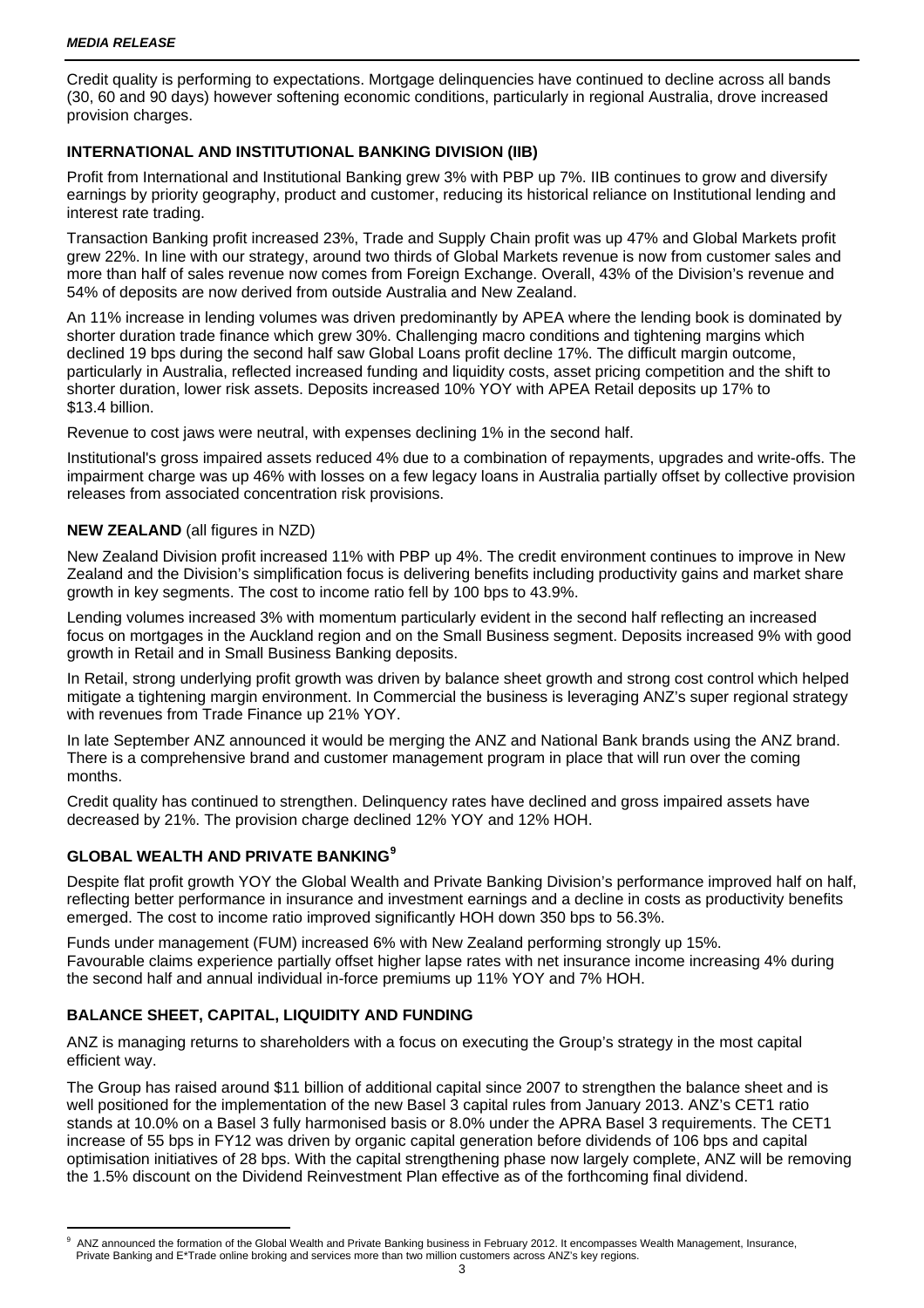Credit quality is performing to expectations. Mortgage delinquencies have continued to decline across all bands (30, 60 and 90 days) however softening economic conditions, particularly in regional Australia, drove increased provision charges.

## INTERNATIONAL AND INSTITUTIONAL BANKING DIVISION (IIB)

Profit from International and Institutional Banking grew 3% with PBP up 7%. IIB continues to grow and diversify earnings by priority geography, product and customer, reducing its historical reliance on Institutional lending and interest rate trading.

Transaction Banking profit increased 23%, Trade and Supply Chain profit was up 47% and Global Markets profit grew 22%. In line with our strategy, around two thirds of Global Markets revenue is now from customer sales and more than half of sales revenue now comes from Foreign Exchange. Overall, 43% of the Division's revenue and 54% of deposits are now derived from outside Australia and New Zealand.

An 11% increase in lending volumes was driven predominantly by APEA where the lending book is dominated by shorter duration trade finance which grew 30%. Challenging macro conditions and tightening margins which declined 19 bps during the second half saw Global Loans profit decline 17%. The difficult margin outcome, particularly in Australia, reflected increased funding and liquidity costs, asset pricing competition and the shift to shorter duration, lower risk assets. Deposits increased 10% YOY with APEA Retail deposits up 17% to $13.4 billion.

Revenue to cost jaws were neutral, with expenses declining 1% in the second half.

Institutional's gross impaired assets reduced 4% due to a combination of repayments, upgrades and write-offs. The impairment charge was up 46% with losses on a few legacy loans in Australia partially offset by collective provision releases from associated concentration risk provisions.

## NEW ZEALAND (all figures in NZD)

New Zealand Division profit increased 11% with PBP up 4%. The credit environment continues to improve in New Zealand and the Division's simplification focus is delivering benefits including productivity gains and market share growth in key segments. The cost to income ratio fell by 100 bps to 43.9%.

Lending volumes increased 3% with momentum particularly evident in the second half reflecting an increased focus on mortgages in the Auckland region and on the Small Business segment. Deposits increased 9% with good growth in Retail and in Small Business Banking deposits.

In Retail, strong underlying profit growth was driven by balance sheet growth and strong cost control which helped mitigate a tightening margin environment. In Commercial the business is leveraging ANZ's super regional strategy with revenues from Trade Finance up 21% YOY.

In late September ANZ announced it would be merging the ANZ and National Bank brands using the ANZ brand. There is a comprehensive brand and customer management program in place that will run over the coming months.

Credit quality has continued to strengthen. Delinquency rates have declined and gross impaired assets have decreased by 21%. The provision charge declined 12% YOY and 12% HOH.

## GLOBAL WEALTH AND PRIVATE BANKING[9]

Despite flat profit growth YOY the Global Wealth and Private Banking Division's performance improved half on half, reflecting better performance in insurance and investment earnings and a decline in costs as productivity benefits emerged. The cost to income ratio improved significantly HOH down 350 bps to 56.3%.

Funds under management (FUM) increased 6% with New Zealand performing strongly up 15%. Favourable claims experience partially offset higher lapse rates with net insurance income increasing 4% during the second half and annual individual in-force premiums up 11% YOY and 7% HOH.

## BALANCE SHEET, CAPITAL, LIQUIDITY AND FUNDING

ANZ is managing returns to shareholders with a focus on executing the Group's strategy in the most capital efficient way.

The Group has raised around $11 billion of additional capital since 2007 to strengthen the balance sheet and is well positioned for the implementation of the new Basel 3 capital rules from January 2013. ANZ's CET1 ratio stands at 10.0% on a Basel 3 fully harmonised basis or 8.0% under the APRA Basel 3 requirements. The CET1 increase of 55 bps in FY12 was driven by organic capital generation before dividends of 106 bps and capital optimisation initiatives of 28 bps. With the capital strengthening phase now largely complete, ANZ will be removing the 1.5% discount on the Dividend Reinvestment Plan effective as of the forthcoming final dividend.

[9] ANZ announced the formation of the Global Wealth and Private Banking business in February 2012. It encompasses Wealth Management, Insurance, Private Banking and E*Trade online broking and services more than two million customers across ANZ's key regions.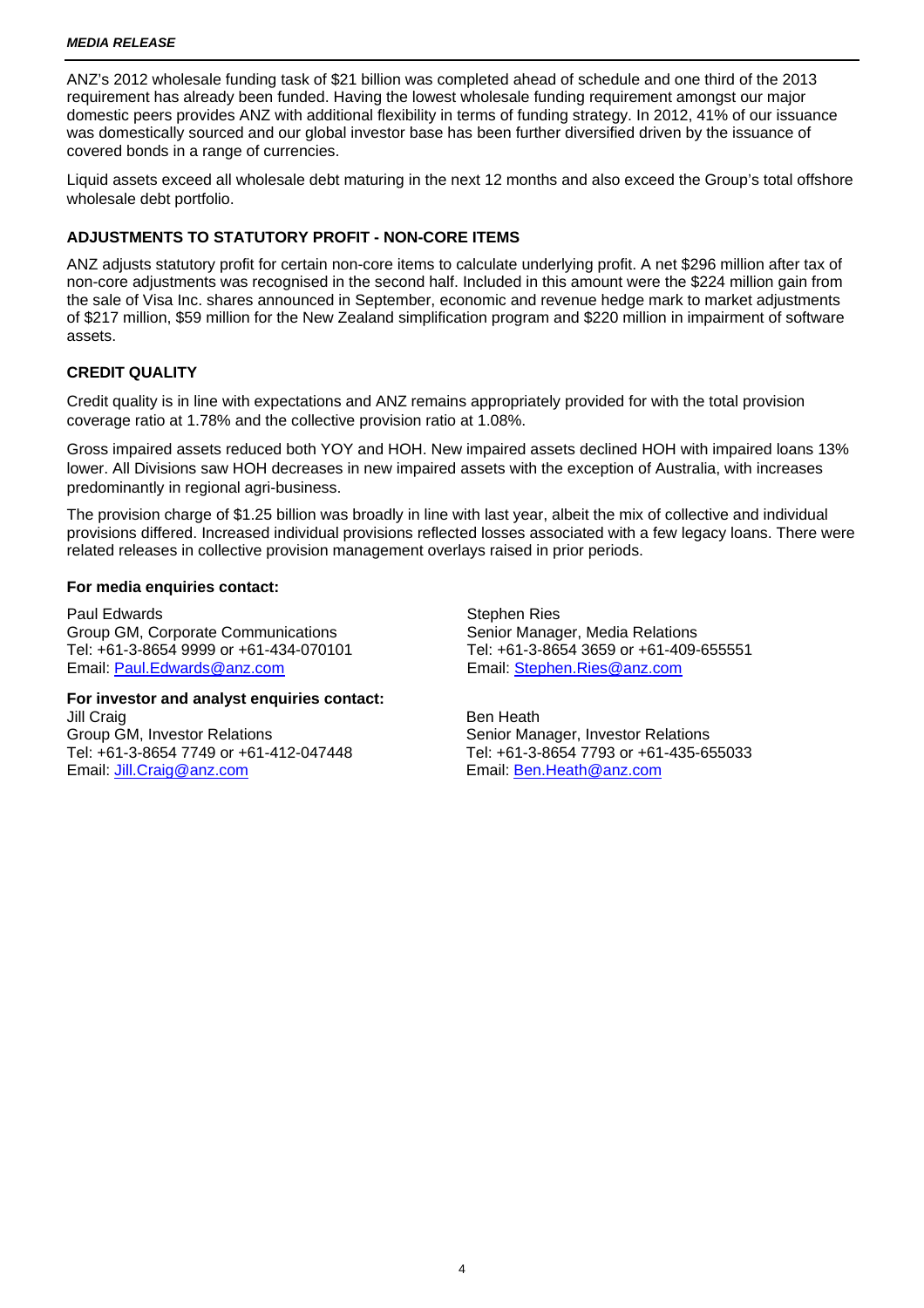ANZ's 2012 wholesale funding task of $21 billion was completed ahead of schedule and one third of the 2013 requirement has already been funded. Having the lowest wholesale funding requirement amongst our major domestic peers provides ANZ with additional flexibility in terms of funding strategy. In 2012, 41% of our issuance was domestically sourced and our global investor base has been further diversified driven by the issuance of covered bonds in a range of currencies.

Liquid assets exceed all wholesale debt maturing in the next 12 months and also exceed the Group's total offshore wholesale debt portfolio.

## ADJUSTMENTS TO STATUTORY PROFIT - NON-CORE ITEMS

ANZ adjusts statutory profit for certain non-core items to calculate underlying profit. A net $296 million after tax of non-core adjustments was recognised in the second half. Included in this amount were the $224 million gain from the sale of Visa Inc. shares announced in September, economic and revenue hedge mark to market adjustments of $217 million, $59 million for the New Zealand simplification program and $220 million in impairment of software assets.

## CREDIT QUALITY

Credit quality is in line with expectations and ANZ remains appropriately provided for with the total provision coverage ratio at 1.78% and the collective provision ratio at 1.08%.

Gross impaired assets reduced both YOY and HOH. New impaired assets declined HOH with impaired loans 13% lower. All Divisions saw HOH decreases in new impaired assets with the exception of Australia, with increases predominantly in regional agri-business.

The provision charge of $1.25 billion was broadly in line with last year, albeit the mix of collective and individual provisions differed. Increased individual provisions reflected losses associated with a few legacy loans. There were related releases in collective provision management overlays raised in prior periods.

**For media enquiries contact:**

Paul Edwards
Group GM, Corporate Communications
Tel: +61-3-8654 9999 or +61-434-070101
Email: Paul.Edwards@anz.com

Stephen Ries
Senior Manager, Media Relations
Tel: +61-3-8654 3659 or +61-409-655551
Email: Stephen.Ries@anz.com

**For investor and analyst enquiries contact:**

Jill Craig
Group GM, Investor Relations
Tel: +61-3-8654 7749 or +61-412-047448
Email: Jill.Craig@anz.com

Ben Heath
Senior Manager, Investor Relations
Tel: +61-3-8654 7793 or +61-435-655033
Email: Ben.Heath@anz.com